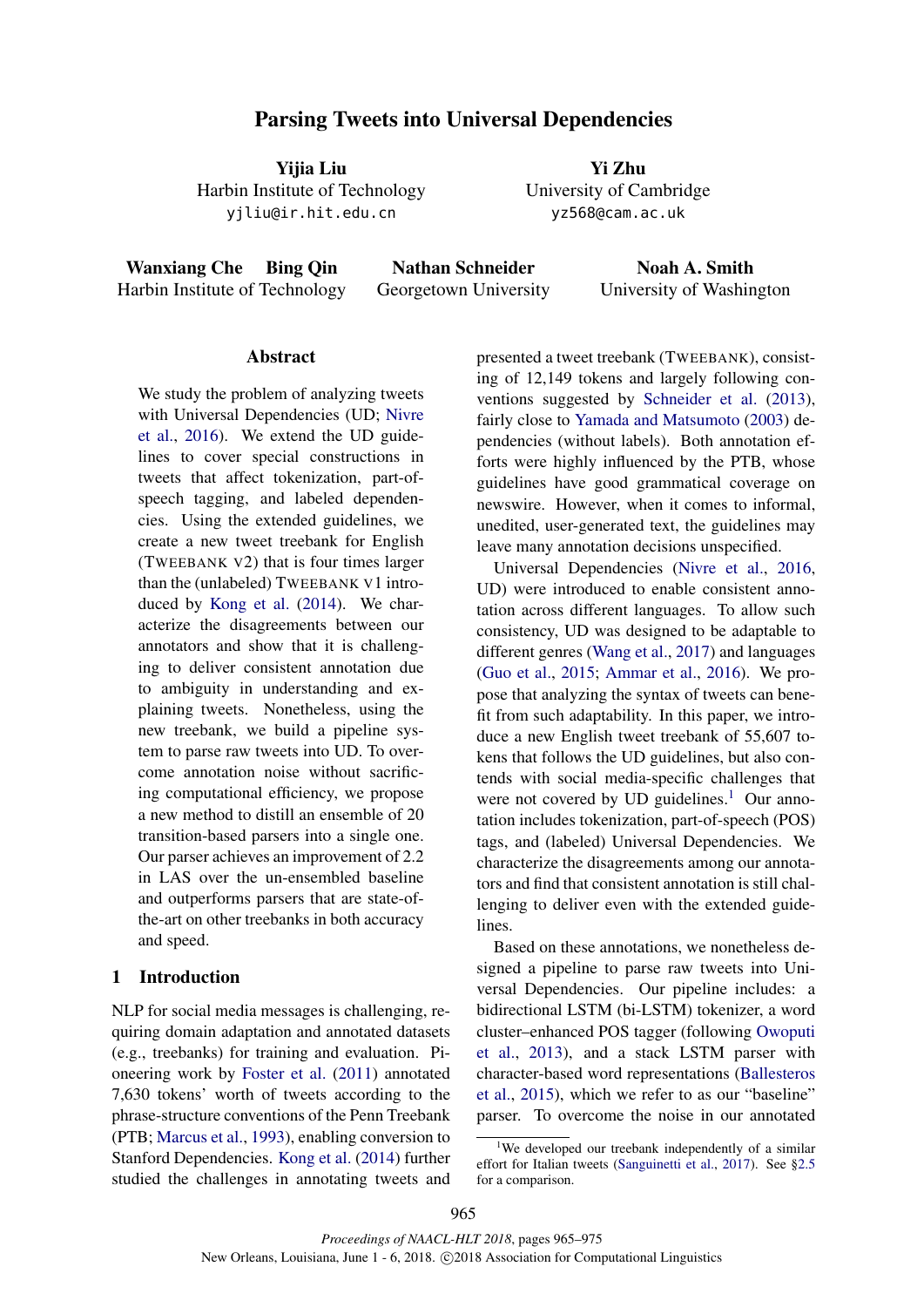# Parsing Tweets into Universal Dependencies

**Yijia Liu**
Harbin Institute of Technology
yjliu@ir.hit.edu.cn

**Yi Zhu**
University of Cambridge
yz568@cam.ac.uk

**Wanxiang Che** **Bing Qin**
Harbin Institute of Technology

**Nathan Schneider**
Georgetown University

**Noah A. Smith**
University of Washington

## Abstract

We study the problem of analyzing tweets with Universal Dependencies (UD; Nivre et al., 2016). We extend the UD guidelines to cover special constructions in tweets that affect tokenization, part-of-speech tagging, and labeled dependencies. Using the extended guidelines, we create a new tweet treebank for English (TWEEBANK V2) that is four times larger than the (unlabeled) TWEEBANK V1 introduced by Kong et al. (2014). We characterize the disagreements between our annotators and show that it is challenging to deliver consistent annotation due to ambiguity in understanding and explaining tweets. Nonetheless, using the new treebank, we build a pipeline system to parse raw tweets into UD. To overcome annotation noise without sacrificing computational efficiency, we propose a new method to distill an ensemble of 20 transition-based parsers into a single one. Our parser achieves an improvement of 2.2 in LAS over the un-ensembled baseline and outperforms parsers that are state-of-the-art on other treebanks in both accuracy and speed.

## 1 Introduction

NLP for social media messages is challenging, requiring domain adaptation and annotated datasets (e.g., treebanks) for training and evaluation. Pioneering work by Foster et al. (2011) annotated 7,630 tokens' worth of tweets according to the phrase-structure conventions of the Penn Treebank (PTB; Marcus et al., 1993), enabling conversion to Stanford Dependencies. Kong et al. (2014) further studied the challenges in annotating tweets and presented a tweet treebank (TWEEBANK), consisting of 12,149 tokens and largely following conventions suggested by Schneider et al. (2013), fairly close to Yamada and Matsumoto (2003) dependencies (without labels). Both annotation efforts were highly influenced by the PTB, whose guidelines have good grammatical coverage on newswire. However, when it comes to informal, unedited, user-generated text, the guidelines may leave many annotation decisions unspecified.

Universal Dependencies (Nivre et al., 2016, UD) were introduced to enable consistent annotation across different languages. To allow such consistency, UD was designed to be adaptable to different genres (Wang et al., 2017) and languages (Guo et al., 2015; Ammar et al., 2016). We propose that analyzing the syntax of tweets can benefit from such adaptability. In this paper, we introduce a new English tweet treebank of 55,607 tokens that follows the UD guidelines, but also contends with social media-specific challenges that were not covered by UD guidelines.[1] Our annotation includes tokenization, part-of-speech (POS) tags, and (labeled) Universal Dependencies. We characterize the disagreements among our annotators and find that consistent annotation is still challenging to deliver even with the extended guidelines.

Based on these annotations, we nonetheless designed a pipeline to parse raw tweets into Universal Dependencies. Our pipeline includes: a bidirectional LSTM (bi-LSTM) tokenizer, a word cluster–enhanced POS tagger (following Owoputi et al., 2013), and a stack LSTM parser with character-based word representations (Ballesteros et al., 2015), which we refer to as our "baseline" parser. To overcome the noise in our annotated

[1] We developed our treebank independently of a similar effort for Italian tweets (Sanguinetti et al., 2017). See §2.5 for a comparison.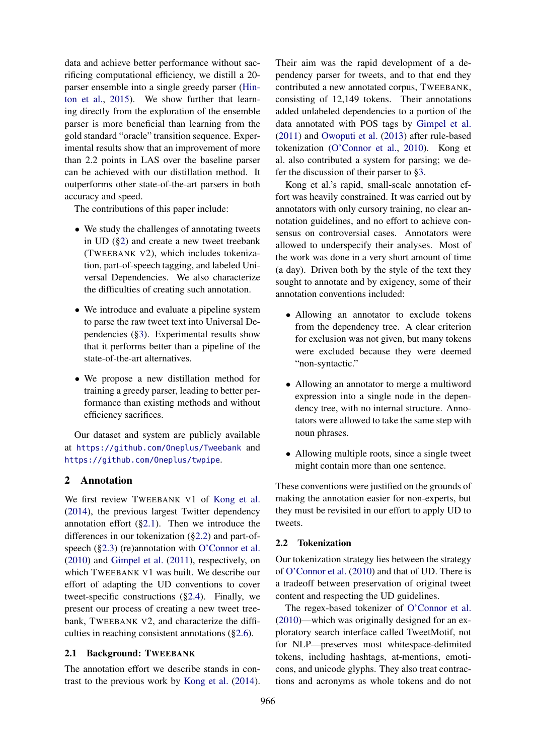data and achieve better performance without sacrificing computational efficiency, we distill a 20-parser ensemble into a single greedy parser (Hinton et al., 2015). We show further that learning directly from the exploration of the ensemble parser is more beneficial than learning from the gold standard "oracle" transition sequence. Experimental results show that an improvement of more than 2.2 points in LAS over the baseline parser can be achieved with our distillation method. It outperforms other state-of-the-art parsers in both accuracy and speed.

The contributions of this paper include:

- We study the challenges of annotating tweets in UD (§2) and create a new tweet treebank (TWEEBANK V2), which includes tokenization, part-of-speech tagging, and labeled Universal Dependencies. We also characterize the difficulties of creating such annotation.
- We introduce and evaluate a pipeline system to parse the raw tweet text into Universal Dependencies (§3). Experimental results show that it performs better than a pipeline of the state-of-the-art alternatives.
- We propose a new distillation method for training a greedy parser, leading to better performance than existing methods and without efficiency sacrifices.

Our dataset and system are publicly available at https://github.com/Oneplus/Tweebank and https://github.com/Oneplus/twpipe.

## 2 Annotation

We first review TWEEBANK V1 of Kong et al. (2014), the previous largest Twitter dependency annotation effort (§2.1). Then we introduce the differences in our tokenization (§2.2) and part-of-speech (§2.3) (re)annotation with O'Connor et al. (2010) and Gimpel et al. (2011), respectively, on which TWEEBANK V1 was built. We describe our effort of adapting the UD conventions to cover tweet-specific constructions (§2.4). Finally, we present our process of creating a new tweet treebank, TWEEBANK V2, and characterize the difficulties in reaching consistent annotations (§2.6).

### 2.1 Background: TWEEBANK

The annotation effort we describe stands in contrast to the previous work by Kong et al. (2014). Their aim was the rapid development of a dependency parser for tweets, and to that end they contributed a new annotated corpus, TWEEBANK, consisting of 12,149 tokens. Their annotations added unlabeled dependencies to a portion of the data annotated with POS tags by Gimpel et al. (2011) and Owoputi et al. (2013) after rule-based tokenization (O'Connor et al., 2010). Kong et al. also contributed a system for parsing; we defer the discussion of their parser to §3.

Kong et al.'s rapid, small-scale annotation effort was heavily constrained. It was carried out by annotators with only cursory training, no clear annotation guidelines, and no effort to achieve consensus on controversial cases. Annotators were allowed to underspecify their analyses. Most of the work was done in a very short amount of time (a day). Driven both by the style of the text they sought to annotate and by exigency, some of their annotation conventions included:

- Allowing an annotator to exclude tokens from the dependency tree. A clear criterion for exclusion was not given, but many tokens were excluded because they were deemed "non-syntactic."
- Allowing an annotator to merge a multiword expression into a single node in the dependency tree, with no internal structure. Annotators were allowed to take the same step with noun phrases.
- Allowing multiple roots, since a single tweet might contain more than one sentence.

These conventions were justified on the grounds of making the annotation easier for non-experts, but they must be revisited in our effort to apply UD to tweets.

### 2.2 Tokenization

Our tokenization strategy lies between the strategy of O'Connor et al. (2010) and that of UD. There is a tradeoff between preservation of original tweet content and respecting the UD guidelines.

The regex-based tokenizer of O'Connor et al. (2010)—which was originally designed for an exploratory search interface called TweetMotif, not for NLP—preserves most whitespace-delimited tokens, including hashtags, at-mentions, emoticons, and unicode glyphs. They also treat contractions and acronyms as whole tokens and do not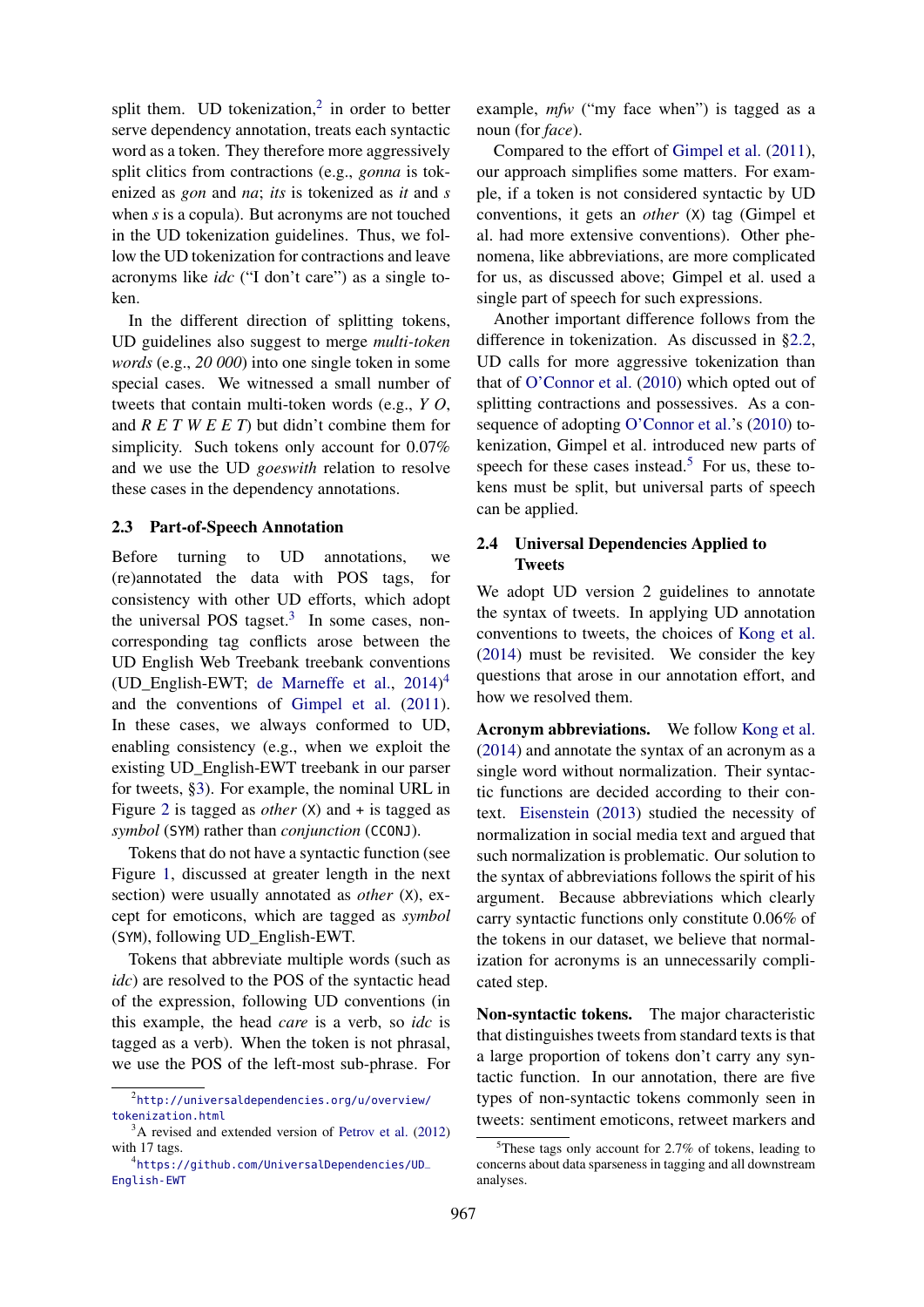split them. UD tokenization,[2] in order to better serve dependency annotation, treats each syntactic word as a token. They therefore more aggressively split clitics from contractions (e.g., *gonna* is tokenized as *gon* and *na*; *its* is tokenized as *it* and *s* when *s* is a copula). But acronyms are not touched in the UD tokenization guidelines. Thus, we follow the UD tokenization for contractions and leave acronyms like *idc* ("I don't care") as a single token.

In the different direction of splitting tokens, UD guidelines also suggest to merge *multi-token words* (e.g., *20 000*) into one single token in some special cases. We witnessed a small number of tweets that contain multi-token words (e.g., *Y O*, and *R E T W E E T*) but didn't combine them for simplicity. Such tokens only account for 0.07% and we use the UD *goeswith* relation to resolve these cases in the dependency annotations.

### 2.3 Part-of-Speech Annotation

Before turning to UD annotations, we (re)annotated the data with POS tags, for consistency with other UD efforts, which adopt the universal POS tagset.[3] In some cases, non-corresponding tag conflicts arose between the UD English Web Treebank treebank conventions (UD_English-EWT; de Marneffe et al., 2014)[4] and the conventions of Gimpel et al. (2011). In these cases, we always conformed to UD, enabling consistency (e.g., when we exploit the existing UD_English-EWT treebank in our parser for tweets, §3). For example, the nominal URL in Figure 2 is tagged as *other* (X) and + is tagged as *symbol* (SYM) rather than *conjunction* (CCONJ).

Tokens that do not have a syntactic function (see Figure 1, discussed at greater length in the next section) were usually annotated as *other* (X), except for emoticons, which are tagged as *symbol* (SYM), following UD_English-EWT.

Tokens that abbreviate multiple words (such as *idc*) are resolved to the POS of the syntactic head of the expression, following UD conventions (in this example, the head *care* is a verb, so *idc* is tagged as a verb). When the token is not phrasal, we use the POS of the left-most sub-phrase. For example, *mfw* ("my face when") is tagged as a noun (for *face*).

Compared to the effort of Gimpel et al. (2011), our approach simplifies some matters. For example, if a token is not considered syntactic by UD conventions, it gets an *other* (X) tag (Gimpel et al. had more extensive conventions). Other phenomena, like abbreviations, are more complicated for us, as discussed above; Gimpel et al. used a single part of speech for such expressions.

Another important difference follows from the difference in tokenization. As discussed in §2.2, UD calls for more aggressive tokenization than that of O'Connor et al. (2010) which opted out of splitting contractions and possessives. As a consequence of adopting O'Connor et al.'s (2010) tokenization, Gimpel et al. introduced new parts of speech for these cases instead.[5] For us, these tokens must be split, but universal parts of speech can be applied.

### 2.4 Universal Dependencies Applied to Tweets

We adopt UD version 2 guidelines to annotate the syntax of tweets. In applying UD annotation conventions to tweets, the choices of Kong et al. (2014) must be revisited. We consider the key questions that arose in our annotation effort, and how we resolved them.

**Acronym abbreviations.** We follow Kong et al. (2014) and annotate the syntax of an acronym as a single word without normalization. Their syntactic functions are decided according to their context. Eisenstein (2013) studied the necessity of normalization in social media text and argued that such normalization is problematic. Our solution to the syntax of abbreviations follows the spirit of his argument. Because abbreviations which clearly carry syntactic functions only constitute 0.06% of the tokens in our dataset, we believe that normalization for acronyms is an unnecessarily complicated step.

**Non-syntactic tokens.** The major characteristic that distinguishes tweets from standard texts is that a large proportion of tokens don't carry any syntactic function. In our annotation, there are five types of non-syntactic tokens commonly seen in tweets: sentiment emoticons, retweet markers and

---

[2] http://universaldependencies.org/u/overview/tokenization.html

[3] A revised and extended version of Petrov et al. (2012) with 17 tags.

[4] https://github.com/UniversalDependencies/UD_English-EWT

[5] These tags only account for 2.7% of tokens, leading to concerns about data sparseness in tagging and all downstream analyses.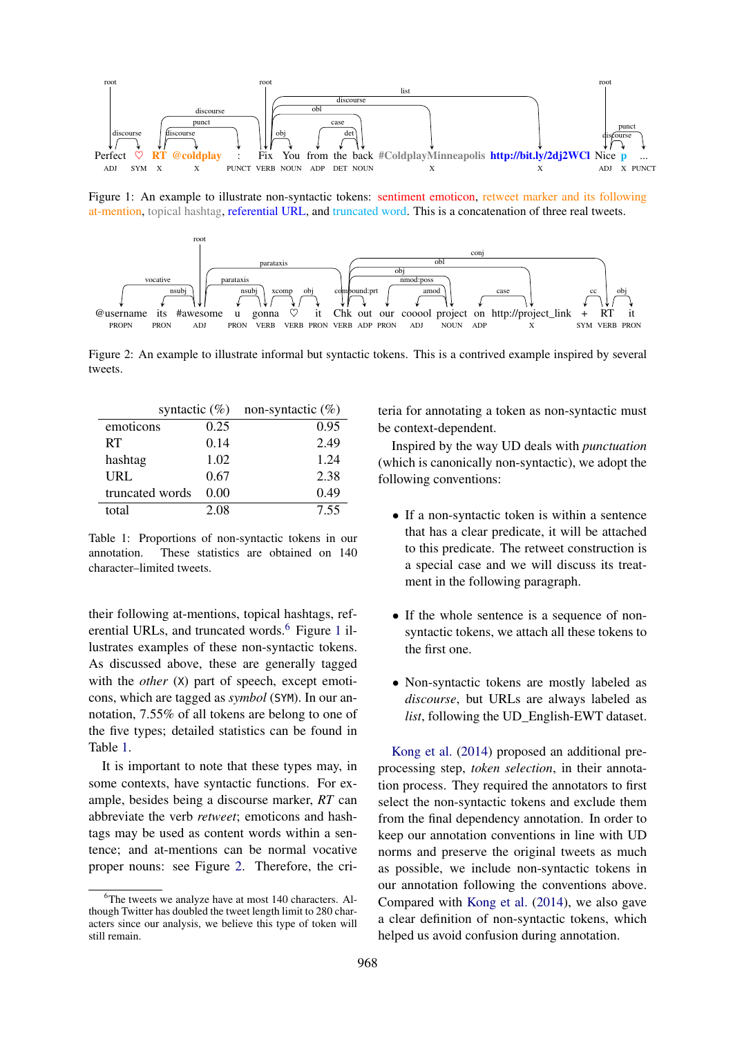Figure 1: An example to illustrate non-syntactic tokens: sentiment emoticon, retweet marker and its following at-mention, topical hashtag, referential URL, and truncated word. This is a concatenation of three real tweets.

Figure 2: An example to illustrate informal but syntactic tokens. This is a contrived example inspired by several tweets.

| | syntactic (%) | non-syntactic (%) |
|---|---|---|
| emoticons | 0.25 | 0.95 |
| RT | 0.14 | 2.49 |
| hashtag | 1.02 | 1.24 |
| URL | 0.67 | 2.38 |
| truncated words | 0.00 | 0.49 |
| total | 2.08 | 7.55 |

Table 1: Proportions of non-syntactic tokens in our annotation. These statistics are obtained on 140 character–limited tweets.

their following at-mentions, topical hashtags, referential URLs, and truncated words.[6] Figure 1 illustrates examples of these non-syntactic tokens. As discussed above, these are generally tagged with the *other* (X) part of speech, except emoticons, which are tagged as *symbol* (SYM). In our annotation, 7.55% of all tokens are belong to one of the five types; detailed statistics can be found in Table 1.

It is important to note that these types may, in some contexts, have syntactic functions. For example, besides being a discourse marker, *RT* can abbreviate the verb *retweet*; emoticons and hashtags may be used as content words within a sentence; and at-mentions can be normal vocative proper nouns: see Figure 2. Therefore, the criteria for annotating a token as non-syntactic must be context-dependent.

Inspired by the way UD deals with *punctuation* (which is canonically non-syntactic), we adopt the following conventions:

- If a non-syntactic token is within a sentence that has a clear predicate, it will be attached to this predicate. The retweet construction is a special case and we will discuss its treatment in the following paragraph.
- If the whole sentence is a sequence of non-syntactic tokens, we attach all these tokens to the first one.
- Non-syntactic tokens are mostly labeled as *discourse*, but URLs are always labeled as *list*, following the UD_English-EWT dataset.

Kong et al. (2014) proposed an additional preprocessing step, *token selection*, in their annotation process. They required the annotators to first select the non-syntactic tokens and exclude them from the final dependency annotation. In order to keep our annotation conventions in line with UD norms and preserve the original tweets as much as possible, we include non-syntactic tokens in our annotation following the conventions above. Compared with Kong et al. (2014), we also gave a clear definition of non-syntactic tokens, which helped us avoid confusion during annotation.

[6] The tweets we analyze have at most 140 characters. Although Twitter has doubled the tweet length limit to 280 characters since our analysis, we believe this type of token will still remain.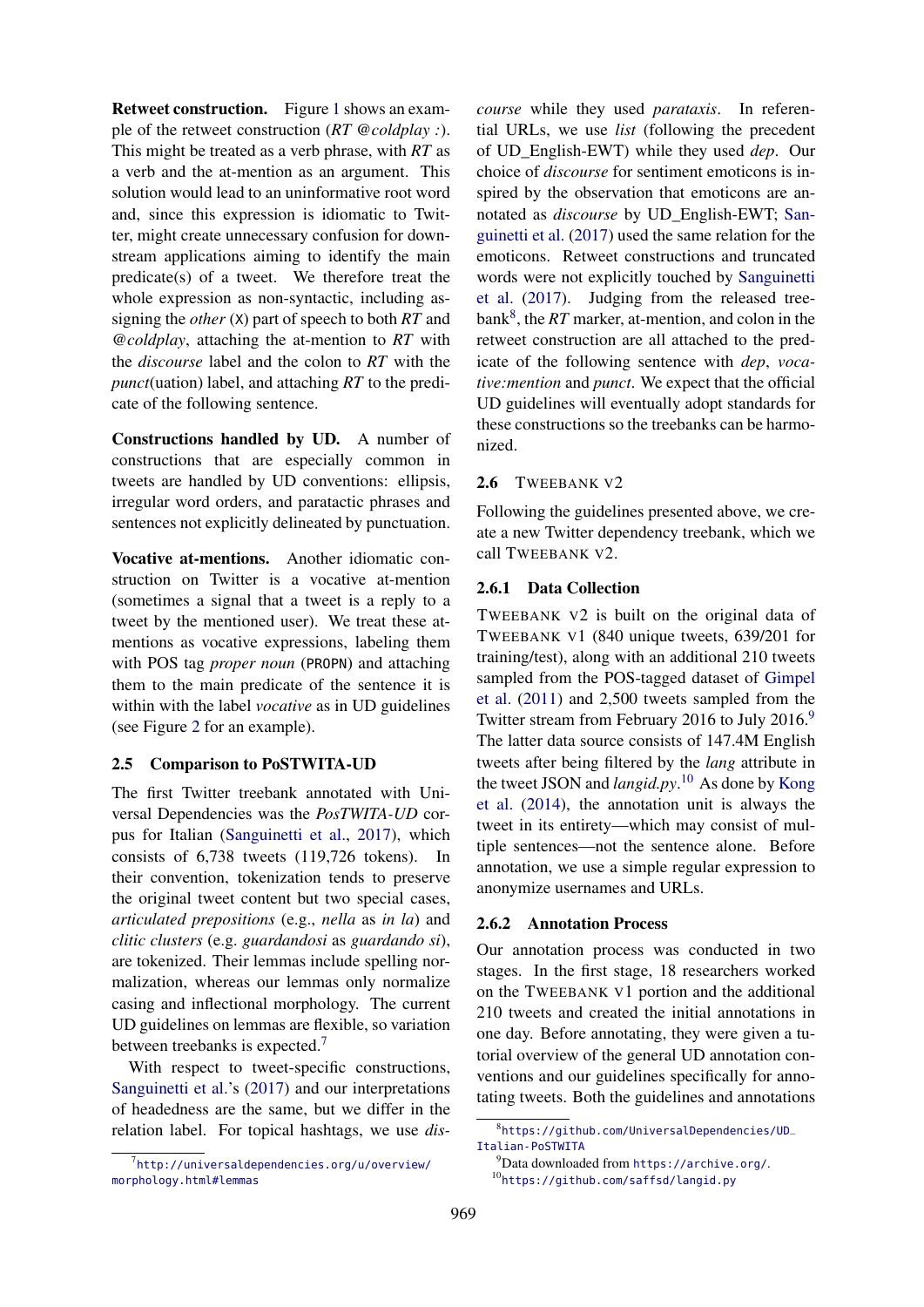**Retweet construction.** Figure 1 shows an example of the retweet construction (*RT @coldplay :*). This might be treated as a verb phrase, with *RT* as a verb and the at-mention as an argument. This solution would lead to an uninformative root word and, since this expression is idiomatic to Twitter, might create unnecessary confusion for downstream applications aiming to identify the main predicate(s) of a tweet. We therefore treat the whole expression as non-syntactic, including assigning the *other* (X) part of speech to both *RT* and *@coldplay*, attaching the at-mention to *RT* with the *discourse* label and the colon to *RT* with the *punct*(uation) label, and attaching *RT* to the predicate of the following sentence.

**Constructions handled by UD.** A number of constructions that are especially common in tweets are handled by UD conventions: ellipsis, irregular word orders, and paratactic phrases and sentences not explicitly delineated by punctuation.

**Vocative at-mentions.** Another idiomatic construction on Twitter is a vocative at-mention (sometimes a signal that a tweet is a reply to a tweet by the mentioned user). We treat these at-mentions as vocative expressions, labeling them with POS tag *proper noun* (PROPN) and attaching them to the main predicate of the sentence it is within with the label *vocative* as in UD guidelines (see Figure 2 for an example).

### 2.5 Comparison to PoSTWITA-UD

The first Twitter treebank annotated with Universal Dependencies was the *PosTWITA-UD* corpus for Italian (Sanguinetti et al., 2017), which consists of 6,738 tweets (119,726 tokens). In their convention, tokenization tends to preserve the original tweet content but two special cases, *articulated prepositions* (e.g., *nella* as *in la*) and *clitic clusters* (e.g. *guardandosi* as *guardando si*), are tokenized. Their lemmas include spelling normalization, whereas our lemmas only normalize casing and inflectional morphology. The current UD guidelines on lemmas are flexible, so variation between treebanks is expected.[7]

With respect to tweet-specific constructions, Sanguinetti et al.'s (2017) and our interpretations of headedness are the same, but we differ in the relation label. For topical hashtags, we use *discourse* while they used *parataxis*. In referential URLs, we use *list* (following the precedent of UD_English-EWT) while they used *dep*. Our choice of *discourse* for sentiment emoticons is inspired by the observation that emoticons are annotated as *discourse* by UD_English-EWT; Sanguinetti et al. (2017) used the same relation for the emoticons. Retweet constructions and truncated words were not explicitly touched by Sanguinetti et al. (2017). Judging from the released treebank[8], the *RT* marker, at-mention, and colon in the retweet construction are all attached to the predicate of the following sentence with *dep*, *vocative:mention* and *punct*. We expect that the official UD guidelines will eventually adopt standards for these constructions so the treebanks can be harmonized.

### 2.6 Tweebank v2

Following the guidelines presented above, we create a new Twitter dependency treebank, which we call Tweebank v2.

#### 2.6.1 Data Collection

Tweebank v2 is built on the original data of Tweebank v1 (840 unique tweets, 639/201 for training/test), along with an additional 210 tweets sampled from the POS-tagged dataset of Gimpel et al. (2011) and 2,500 tweets sampled from the Twitter stream from February 2016 to July 2016.[9] The latter data source consists of 147.4M English tweets after being filtered by the *lang* attribute in the tweet JSON and *langid.py*.[10] As done by Kong et al. (2014), the annotation unit is always the tweet in its entirety—which may consist of multiple sentences—not the sentence alone. Before annotation, we use a simple regular expression to anonymize usernames and URLs.

#### 2.6.2 Annotation Process

Our annotation process was conducted in two stages. In the first stage, 18 researchers worked on the Tweebank v1 portion and the additional 210 tweets and created the initial annotations in one day. Before annotating, they were given a tutorial overview of the general UD annotation conventions and our guidelines specifically for annotating tweets. Both the guidelines and annotations

[7] http://universaldependencies.org/u/overview/morphology.html#lemmas

[8] https://github.com/UniversalDependencies/UD_Italian-PoSTWITA

[9] Data downloaded from https://archive.org/.

[10] https://github.com/saffsd/langid.py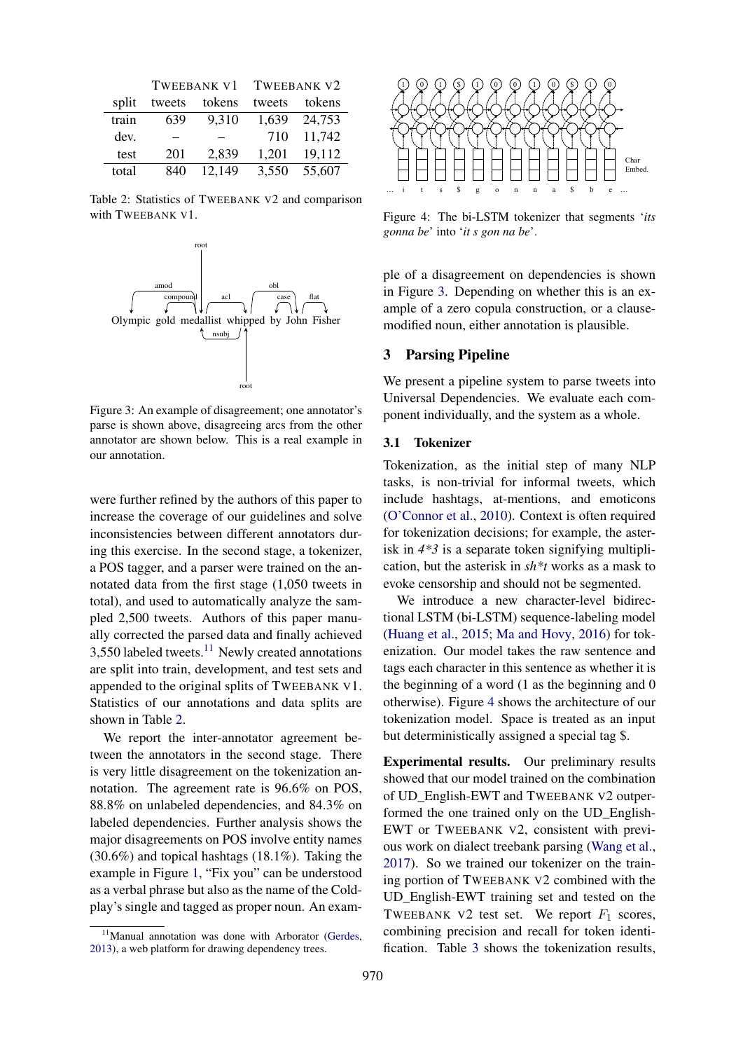|  | TWEEBANK V1 |  | TWEEBANK V2 |  |
|---|---|---|---|---|
| split | tweets | tokens | tweets | tokens |
| train | 639 | 9,310 | 1,639 | 24,753 |
| dev. | – | – | 710 | 11,742 |
| test | 201 | 2,839 | 1,201 | 19,112 |
| total | 840 | 12,149 | 3,550 | 55,607 |

Table 2: Statistics of TWEEBANK V2 and comparison with TWEEBANK V1.

Figure 3: An example of disagreement; one annotator's parse is shown above, disagreeing arcs from the other annotator are shown below. This is a real example in our annotation.

were further refined by the authors of this paper to increase the coverage of our guidelines and solve inconsistencies between different annotators during this exercise. In the second stage, a tokenizer, a POS tagger, and a parser were trained on the annotated data from the first stage (1,050 tweets in total), and used to automatically analyze the sampled 2,500 tweets. Authors of this paper manually corrected the parsed data and finally achieved 3,550 labeled tweets.[11] Newly created annotations are split into train, development, and test sets and appended to the original splits of TWEEBANK V1. Statistics of our annotations and data splits are shown in Table 2.

We report the inter-annotator agreement between the annotators in the second stage. There is very little disagreement on the tokenization annotation. The agreement rate is 96.6% on POS, 88.8% on unlabeled dependencies, and 84.3% on labeled dependencies. Further analysis shows the major disagreements on POS involve entity names (30.6%) and topical hashtags (18.1%). Taking the example in Figure 1, "Fix you" can be understood as a verbal phrase but also as the name of the Coldplay's single and tagged as proper noun. An example of a disagreement on dependencies is shown in Figure 3. Depending on whether this is an example of a zero copula construction, or a clause-modified noun, either annotation is plausible.

[11] Manual annotation was done with Arborator (Gerdes, 2013), a web platform for drawing dependency trees.

Figure 4: The bi-LSTM tokenizer that segments '*its gonna be*' into '*it s gon na be*'.

## 3 Parsing Pipeline

We present a pipeline system to parse tweets into Universal Dependencies. We evaluate each component individually, and the system as a whole.

### 3.1 Tokenizer

Tokenization, as the initial step of many NLP tasks, is non-trivial for informal tweets, which include hashtags, at-mentions, and emoticons (O'Connor et al., 2010). Context is often required for tokenization decisions; for example, the asterisk in *4*3* is a separate token signifying multiplication, but the asterisk in *sh*t* works as a mask to evoke censorship and should not be segmented.

We introduce a new character-level bidirectional LSTM (bi-LSTM) sequence-labeling model (Huang et al., 2015; Ma and Hovy, 2016) for tokenization. Our model takes the raw sentence and tags each character in this sentence as whether it is the beginning of a word (1 as the beginning and 0 otherwise). Figure 4 shows the architecture of our tokenization model. Space is treated as an input but deterministically assigned a special tag $.

**Experimental results.** Our preliminary results showed that our model trained on the combination of UD_English-EWT and TWEEBANK V2 outperformed the one trained only on the UD_English-EWT or TWEEBANK V2, consistent with previous work on dialect treebank parsing (Wang et al., 2017). So we trained our tokenizer on the training portion of TWEEBANK V2 combined with the UD_English-EWT training set and tested on the TWEEBANK V2 test set. We report $F_1$ scores, combining precision and recall for token identification. Table 3 shows the tokenization results,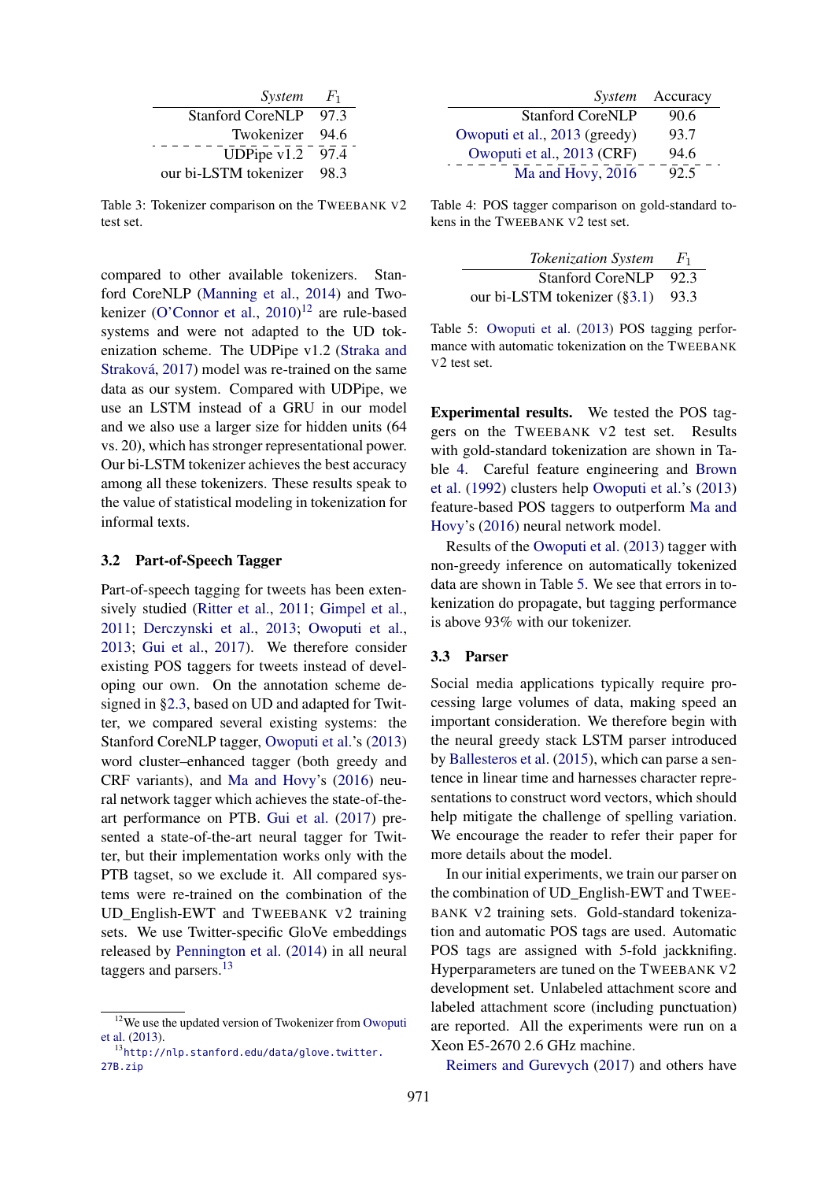| *System* | $F_1$ |
|---|---|
| Stanford CoreNLP | 97.3 |
| Twokenizer | 94.6 |
| UDPipe v1.2 | 97.4 |
| our bi-LSTM tokenizer | 98.3 |

Table 3: Tokenizer comparison on the TWEEBANK V2 test set.

compared to other available tokenizers. Stanford CoreNLP (Manning et al., 2014) and Twokenizer (O'Connor et al., 2010)[12] are rule-based systems and were not adapted to the UD tokenization scheme. The UDPipe v1.2 (Straka and Straková, 2017) model was re-trained on the same data as our system. Compared with UDPipe, we use an LSTM instead of a GRU in our model and we also use a larger size for hidden units (64 vs. 20), which has stronger representational power. Our bi-LSTM tokenizer achieves the best accuracy among all these tokenizers. These results speak to the value of statistical modeling in tokenization for informal texts.

### 3.2 Part-of-Speech Tagger

Part-of-speech tagging for tweets has been extensively studied (Ritter et al., 2011; Gimpel et al., 2011; Derczynski et al., 2013; Owoputi et al., 2013; Gui et al., 2017). We therefore consider existing POS taggers for tweets instead of developing our own. On the annotation scheme designed in §2.3, based on UD and adapted for Twitter, we compared several existing systems: the Stanford CoreNLP tagger, Owoputi et al.'s (2013) word cluster–enhanced tagger (both greedy and CRF variants), and Ma and Hovy's (2016) neural network tagger which achieves the state-of-the-art performance on PTB. Gui et al. (2017) presented a state-of-the-art neural tagger for Twitter, but their implementation works only with the PTB tagset, so we exclude it. All compared systems were re-trained on the combination of the UD_English-EWT and TWEEBANK V2 training sets. We use Twitter-specific GloVe embeddings released by Pennington et al. (2014) in all neural taggers and parsers.[13]

[12] We use the updated version of Twokenizer from Owoputi et al. (2013).

[13] http://nlp.stanford.edu/data/glove.twitter.27B.zip

| *System* | Accuracy |
|---|---|
| Stanford CoreNLP | 90.6 |
| Owoputi et al., 2013 (greedy) | 93.7 |
| Owoputi et al., 2013 (CRF) | 94.6 |
| Ma and Hovy, 2016 | 92.5 |

Table 4: POS tagger comparison on gold-standard tokens in the TWEEBANK V2 test set.

| *Tokenization System* | $F_1$ |
|---|---|
| Stanford CoreNLP | 92.3 |
| our bi-LSTM tokenizer (§3.1) | 93.3 |

Table 5: Owoputi et al. (2013) POS tagging performance with automatic tokenization on the TWEEBANK V2 test set.

**Experimental results.** We tested the POS taggers on the TWEEBANK V2 test set. Results with gold-standard tokenization are shown in Table 4. Careful feature engineering and Brown et al. (1992) clusters help Owoputi et al.'s (2013) feature-based POS taggers to outperform Ma and Hovy's (2016) neural network model.

Results of the Owoputi et al. (2013) tagger with non-greedy inference on automatically tokenized data are shown in Table 5. We see that errors in tokenization do propagate, but tagging performance is above 93% with our tokenizer.

### 3.3 Parser

Social media applications typically require processing large volumes of data, making speed an important consideration. We therefore begin with the neural greedy stack LSTM parser introduced by Ballesteros et al. (2015), which can parse a sentence in linear time and harnesses character representations to construct word vectors, which should help mitigate the challenge of spelling variation. We encourage the reader to refer their paper for more details about the model.

In our initial experiments, we train our parser on the combination of UD_English-EWT and TWEEBANK V2 training sets. Gold-standard tokenization and automatic POS tags are used. Automatic POS tags are assigned with 5-fold jackknifing. Hyperparameters are tuned on the TWEEBANK V2 development set. Unlabeled attachment score and labeled attachment score (including punctuation) are reported. All the experiments were run on a Xeon E5-2670 2.6 GHz machine.

Reimers and Gurevych (2017) and others have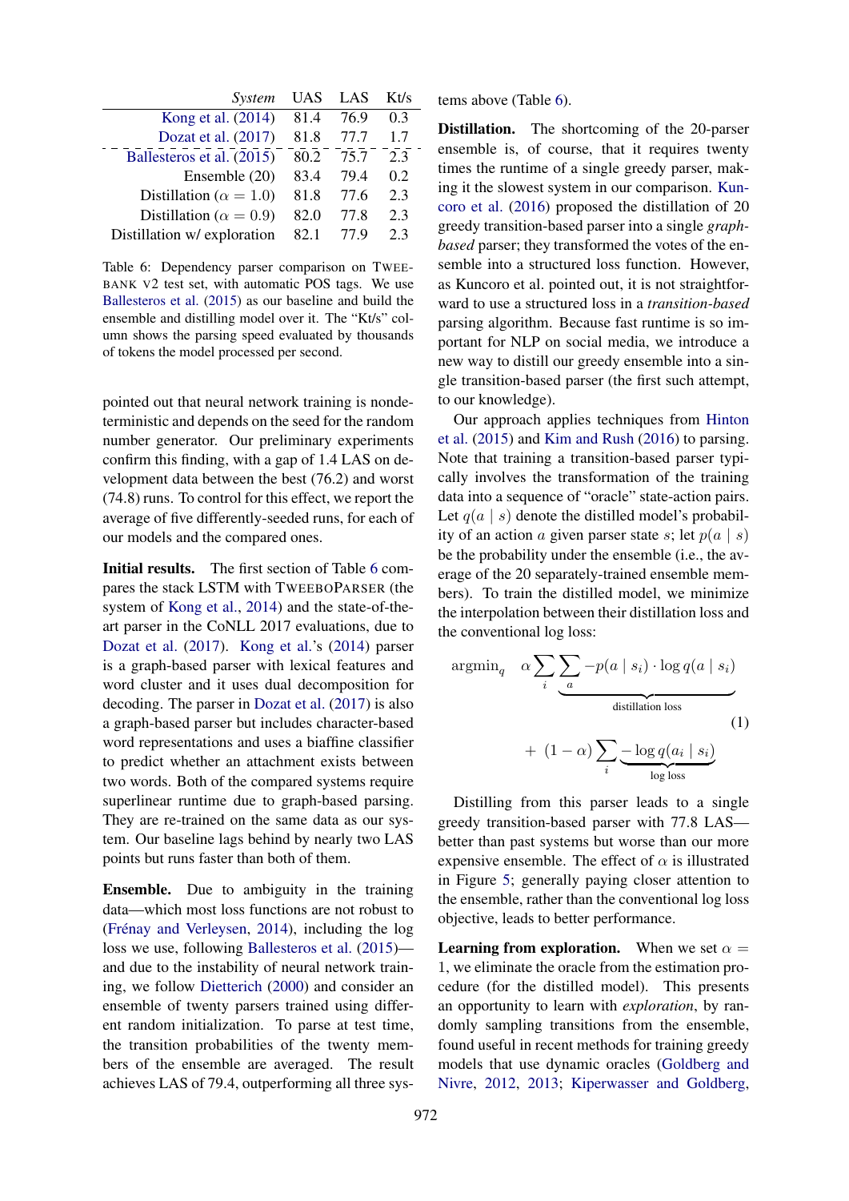| *System* | UAS | LAS | Kt/s |
|---|---|---|---|
| Kong et al. (2014) | 81.4 | 76.9 | 0.3 |
| Dozat et al. (2017) | 81.8 | 77.7 | 1.7 |
| Ballesteros et al. (2015) | 80.2 | 75.7 | 2.3 |
| Ensemble (20) | 83.4 | 79.4 | 0.2 |
| Distillation ($\alpha = 1.0$) | 81.8 | 77.6 | 2.3 |
| Distillation ($\alpha = 0.9$) | 82.0 | 77.8 | 2.3 |
| Distillation w/ exploration | 82.1 | 77.9 | 2.3 |

Table 6: Dependency parser comparison on TWEEBANK V2 test set, with automatic POS tags. We use Ballesteros et al. (2015) as our baseline and build the ensemble and distilling model over it. The "Kt/s" column shows the parsing speed evaluated by thousands of tokens the model processed per second.

pointed out that neural network training is nondeterministic and depends on the seed for the random number generator. Our preliminary experiments confirm this finding, with a gap of 1.4 LAS on development data between the best (76.2) and worst (74.8) runs. To control for this effect, we report the average of five differently-seeded runs, for each of our models and the compared ones.

**Initial results.** The first section of Table 6 compares the stack LSTM with TWEEBOPARSER (the system of Kong et al., 2014) and the state-of-the-art parser in the CoNLL 2017 evaluations, due to Dozat et al. (2017). Kong et al.'s (2014) parser is a graph-based parser with lexical features and word cluster and it uses dual decomposition for decoding. The parser in Dozat et al. (2017) is also a graph-based parser but includes character-based word representations and uses a biaffine classifier to predict whether an attachment exists between two words. Both of the compared systems require superlinear runtime due to graph-based parsing. They are re-trained on the same data as our system. Our baseline lags behind by nearly two LAS points but runs faster than both of them.

**Ensemble.** Due to ambiguity in the training data—which most loss functions are not robust to (Frénay and Verleysen, 2014), including the log loss we use, following Ballesteros et al. (2015)—and due to the instability of neural network training, we follow Dietterich (2000) and consider an ensemble of twenty parsers trained using different random initialization. To parse at test time, the transition probabilities of the twenty members of the ensemble are averaged. The result achieves LAS of 79.4, outperforming all three systems above (Table 6).

**Distillation.** The shortcoming of the 20-parser ensemble is, of course, that it requires twenty times the runtime of a single greedy parser, making it the slowest system in our comparison. Kuncoro et al. (2016) proposed the distillation of 20 greedy transition-based parser into a single *graph-based* parser; they transformed the votes of the ensemble into a structured loss function. However, as Kuncoro et al. pointed out, it is not straightforward to use a structured loss in a *transition-based* parsing algorithm. Because fast runtime is so important for NLP on social media, we introduce a new way to distill our greedy ensemble into a single transition-based parser (the first such attempt, to our knowledge).

Our approach applies techniques from Hinton et al. (2015) and Kim and Rush (2016) to parsing. Note that training a transition-based parser typically involves the transformation of the training data into a sequence of "oracle" state-action pairs. Let $q(a \mid s)$ denote the distilled model's probability of an action $a$ given parser state $s$; let $p(a \mid s)$ be the probability under the ensemble (i.e., the average of the 20 separately-trained ensemble members). To train the distilled model, we minimize the interpolation between their distillation loss and the conventional log loss:

$$\text{argmin}_q \quad \alpha \sum_i \underbrace{\sum_a -p(a \mid s_i) \cdot \log q(a \mid s_i)}_{\text{distillation loss}} \qquad (1)$$
$$+ \ (1-\alpha) \sum_i \underbrace{-\log q(a_i \mid s_i)}_{\text{log loss}}$$

Distilling from this parser leads to a single greedy transition-based parser with 77.8 LAS—better than past systems but worse than our more expensive ensemble. The effect of $\alpha$ is illustrated in Figure 5; generally paying closer attention to the ensemble, rather than the conventional log loss objective, leads to better performance.

**Learning from exploration.** When we set $\alpha = 1$, we eliminate the oracle from the estimation procedure (for the distilled model). This presents an opportunity to learn with *exploration*, by randomly sampling transitions from the ensemble, found useful in recent methods for training greedy models that use dynamic oracles (Goldberg and Nivre, 2012, 2013; Kiperwasser and Goldberg,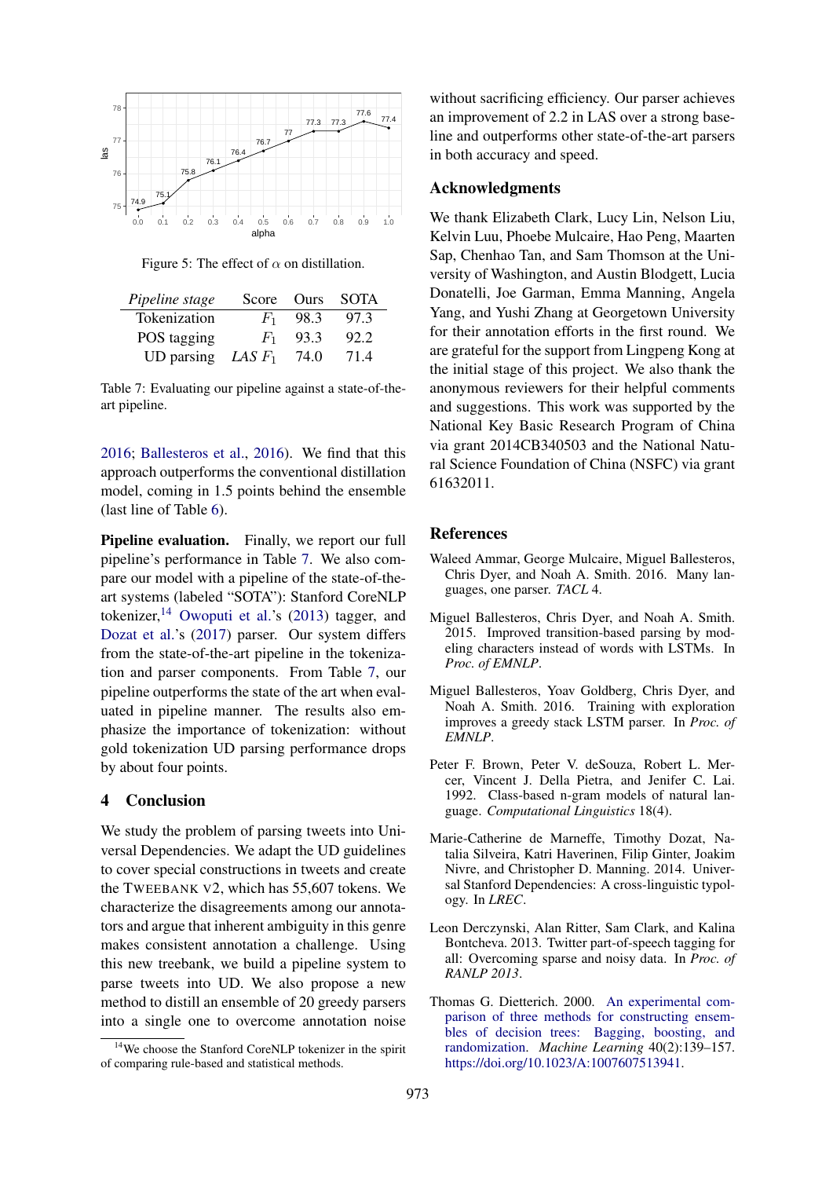Figure 5: The effect of $\alpha$ on distillation.

| *Pipeline stage* | Score | Ours | SOTA |
|---|---|---|---|
| Tokenization | $F_1$ | 98.3 | 97.3 |
| POS tagging | $F_1$ | 93.3 | 92.2 |
| UD parsing | *LAS* $F_1$ | 74.0 | 71.4 |

Table 7: Evaluating our pipeline against a state-of-the-art pipeline.

2016; Ballesteros et al., 2016). We find that this approach outperforms the conventional distillation model, coming in 1.5 points behind the ensemble (last line of Table 6).

**Pipeline evaluation.** Finally, we report our full pipeline's performance in Table 7. We also compare our model with a pipeline of the state-of-the-art systems (labeled "SOTA"): Stanford CoreNLP tokenizer,[14] Owoputi et al.'s (2013) tagger, and Dozat et al.'s (2017) parser. Our system differs from the state-of-the-art pipeline in the tokenization and parser components. From Table 7, our pipeline outperforms the state of the art when evaluated in pipeline manner. The results also emphasize the importance of tokenization: without gold tokenization UD parsing performance drops by about four points.

## 4 Conclusion

We study the problem of parsing tweets into Universal Dependencies. We adapt the UD guidelines to cover special constructions in tweets and create the TWEEBANK V2, which has 55,607 tokens. We characterize the disagreements among our annotators and argue that inherent ambiguity in this genre makes consistent annotation a challenge. Using this new treebank, we build a pipeline system to parse tweets into UD. We also propose a new method to distill an ensemble of 20 greedy parsers into a single one to overcome annotation noise without sacrificing efficiency. Our parser achieves an improvement of 2.2 in LAS over a strong baseline and outperforms other state-of-the-art parsers in both accuracy and speed.

[14]We choose the Stanford CoreNLP tokenizer in the spirit of comparing rule-based and statistical methods.

## Acknowledgments

We thank Elizabeth Clark, Lucy Lin, Nelson Liu, Kelvin Luu, Phoebe Mulcaire, Hao Peng, Maarten Sap, Chenhao Tan, and Sam Thomson at the University of Washington, and Austin Blodgett, Lucia Donatelli, Joe Garman, Emma Manning, Angela Yang, and Yushi Zhang at Georgetown University for their annotation efforts in the first round. We are grateful for the support from Lingpeng Kong at the initial stage of this project. We also thank the anonymous reviewers for their helpful comments and suggestions. This work was supported by the National Key Basic Research Program of China via grant 2014CB340503 and the National Natural Science Foundation of China (NSFC) via grant 61632011.

## References

Waleed Ammar, George Mulcaire, Miguel Ballesteros, Chris Dyer, and Noah A. Smith. 2016. Many languages, one parser. *TACL* 4.

Miguel Ballesteros, Chris Dyer, and Noah A. Smith. 2015. Improved transition-based parsing by modeling characters instead of words with LSTMs. In *Proc. of EMNLP*.

Miguel Ballesteros, Yoav Goldberg, Chris Dyer, and Noah A. Smith. 2016. Training with exploration improves a greedy stack LSTM parser. In *Proc. of EMNLP*.

Peter F. Brown, Peter V. deSouza, Robert L. Mercer, Vincent J. Della Pietra, and Jenifer C. Lai. 1992. Class-based n-gram models of natural language. *Computational Linguistics* 18(4).

Marie-Catherine de Marneffe, Timothy Dozat, Natalia Silveira, Katri Haverinen, Filip Ginter, Joakim Nivre, and Christopher D. Manning. 2014. Universal Stanford Dependencies: A cross-linguistic typology. In *LREC*.

Leon Derczynski, Alan Ritter, Sam Clark, and Kalina Bontcheva. 2013. Twitter part-of-speech tagging for all: Overcoming sparse and noisy data. In *Proc. of RANLP 2013*.

Thomas G. Dietterich. 2000. An experimental comparison of three methods for constructing ensembles of decision trees: Bagging, boosting, and randomization. *Machine Learning* 40(2):139–157. https://doi.org/10.1023/A:1007607513941.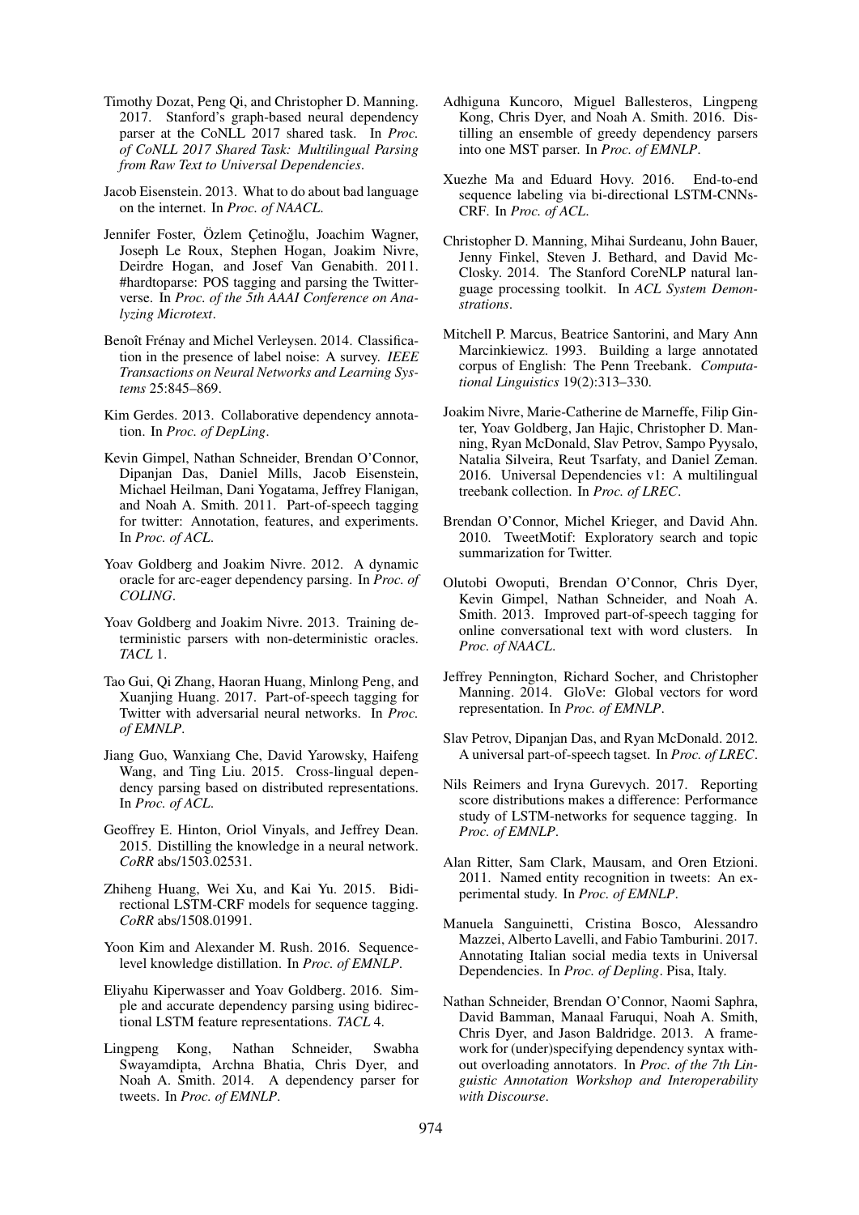Timothy Dozat, Peng Qi, and Christopher D. Manning. 2017. Stanford's graph-based neural dependency parser at the CoNLL 2017 shared task. In *Proc. of CoNLL 2017 Shared Task: Multilingual Parsing from Raw Text to Universal Dependencies*.

Jacob Eisenstein. 2013. What to do about bad language on the internet. In *Proc. of NAACL*.

Jennifer Foster, Özlem Çetinoğlu, Joachim Wagner, Joseph Le Roux, Stephen Hogan, Joakim Nivre, Deirdre Hogan, and Josef Van Genabith. 2011. #hardtoparse: POS tagging and parsing the Twitterverse. In *Proc. of the 5th AAAI Conference on Analyzing Microtext*.

Benoît Frénay and Michel Verleysen. 2014. Classification in the presence of label noise: A survey. *IEEE Transactions on Neural Networks and Learning Systems* 25:845–869.

Kim Gerdes. 2013. Collaborative dependency annotation. In *Proc. of DepLing*.

Kevin Gimpel, Nathan Schneider, Brendan O'Connor, Dipanjan Das, Daniel Mills, Jacob Eisenstein, Michael Heilman, Dani Yogatama, Jeffrey Flanigan, and Noah A. Smith. 2011. Part-of-speech tagging for twitter: Annotation, features, and experiments. In *Proc. of ACL*.

Yoav Goldberg and Joakim Nivre. 2012. A dynamic oracle for arc-eager dependency parsing. In *Proc. of COLING*.

Yoav Goldberg and Joakim Nivre. 2013. Training deterministic parsers with non-deterministic oracles. *TACL* 1.

Tao Gui, Qi Zhang, Haoran Huang, Minlong Peng, and Xuanjing Huang. 2017. Part-of-speech tagging for Twitter with adversarial neural networks. In *Proc. of EMNLP*.

Jiang Guo, Wanxiang Che, David Yarowsky, Haifeng Wang, and Ting Liu. 2015. Cross-lingual dependency parsing based on distributed representations. In *Proc. of ACL*.

Geoffrey E. Hinton, Oriol Vinyals, and Jeffrey Dean. 2015. Distilling the knowledge in a neural network. *CoRR* abs/1503.02531.

Zhiheng Huang, Wei Xu, and Kai Yu. 2015. Bidirectional LSTM-CRF models for sequence tagging. *CoRR* abs/1508.01991.

Yoon Kim and Alexander M. Rush. 2016. Sequence-level knowledge distillation. In *Proc. of EMNLP*.

Eliyahu Kiperwasser and Yoav Goldberg. 2016. Simple and accurate dependency parsing using bidirectional LSTM feature representations. *TACL* 4.

Lingpeng Kong, Nathan Schneider, Swabha Swayamdipta, Archna Bhatia, Chris Dyer, and Noah A. Smith. 2014. A dependency parser for tweets. In *Proc. of EMNLP*.

Adhiguna Kuncoro, Miguel Ballesteros, Lingpeng Kong, Chris Dyer, and Noah A. Smith. 2016. Distilling an ensemble of greedy dependency parsers into one MST parser. In *Proc. of EMNLP*.

Xuezhe Ma and Eduard Hovy. 2016. End-to-end sequence labeling via bi-directional LSTM-CNNs-CRF. In *Proc. of ACL*.

Christopher D. Manning, Mihai Surdeanu, John Bauer, Jenny Finkel, Steven J. Bethard, and David McClosky. 2014. The Stanford CoreNLP natural language processing toolkit. In *ACL System Demonstrations*.

Mitchell P. Marcus, Beatrice Santorini, and Mary Ann Marcinkiewicz. 1993. Building a large annotated corpus of English: The Penn Treebank. *Computational Linguistics* 19(2):313–330.

Joakim Nivre, Marie-Catherine de Marneffe, Filip Ginter, Yoav Goldberg, Jan Hajic, Christopher D. Manning, Ryan McDonald, Slav Petrov, Sampo Pyysalo, Natalia Silveira, Reut Tsarfaty, and Daniel Zeman. 2016. Universal Dependencies v1: A multilingual treebank collection. In *Proc. of LREC*.

Brendan O'Connor, Michel Krieger, and David Ahn. 2010. TweetMotif: Exploratory search and topic summarization for Twitter.

Olutobi Owoputi, Brendan O'Connor, Chris Dyer, Kevin Gimpel, Nathan Schneider, and Noah A. Smith. 2013. Improved part-of-speech tagging for online conversational text with word clusters. In *Proc. of NAACL*.

Jeffrey Pennington, Richard Socher, and Christopher Manning. 2014. GloVe: Global vectors for word representation. In *Proc. of EMNLP*.

Slav Petrov, Dipanjan Das, and Ryan McDonald. 2012. A universal part-of-speech tagset. In *Proc. of LREC*.

Nils Reimers and Iryna Gurevych. 2017. Reporting score distributions makes a difference: Performance study of LSTM-networks for sequence tagging. In *Proc. of EMNLP*.

Alan Ritter, Sam Clark, Mausam, and Oren Etzioni. 2011. Named entity recognition in tweets: An experimental study. In *Proc. of EMNLP*.

Manuela Sanguinetti, Cristina Bosco, Alessandro Mazzei, Alberto Lavelli, and Fabio Tamburini. 2017. Annotating Italian social media texts in Universal Dependencies. In *Proc. of Depling*. Pisa, Italy.

Nathan Schneider, Brendan O'Connor, Naomi Saphra, David Bamman, Manaal Faruqui, Noah A. Smith, Chris Dyer, and Jason Baldridge. 2013. A framework for (under)specifying dependency syntax without overloading annotators. In *Proc. of the 7th Linguistic Annotation Workshop and Interoperability with Discourse*.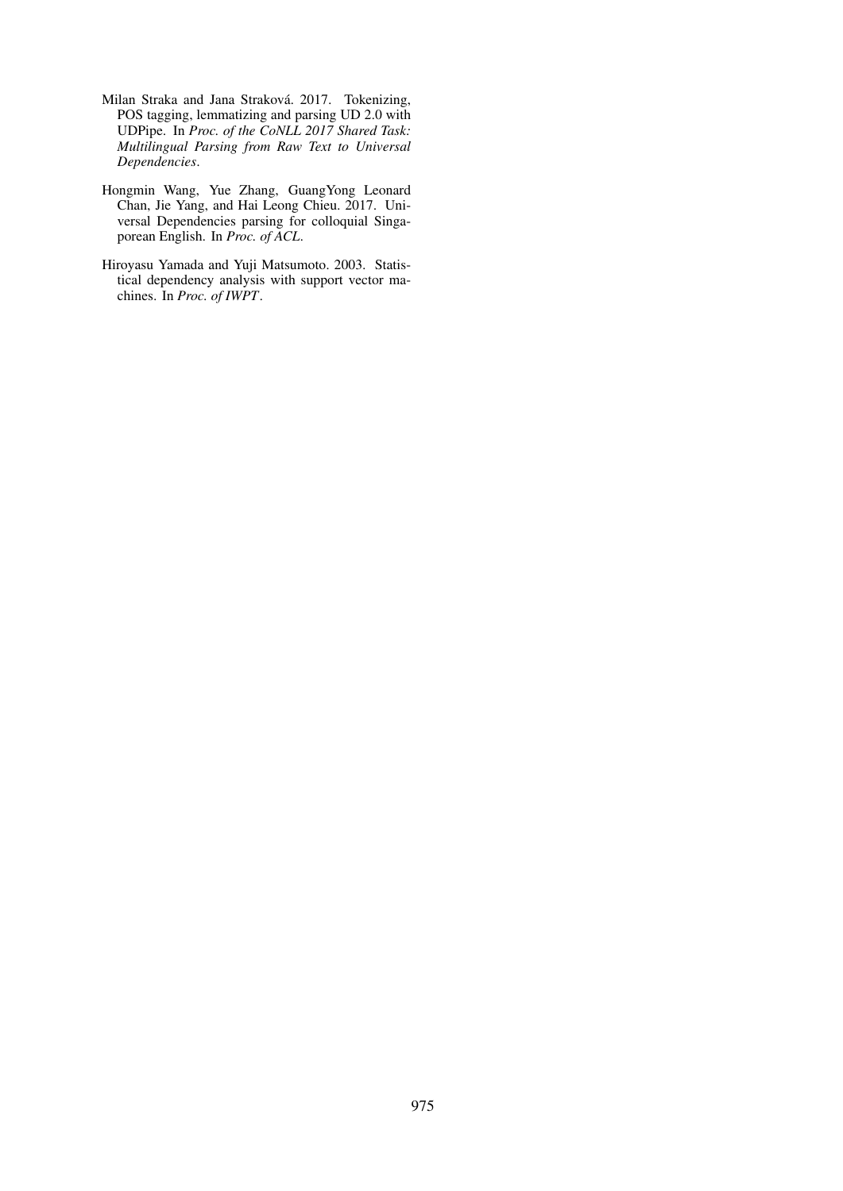Milan Straka and Jana Straková. 2017. Tokenizing, POS tagging, lemmatizing and parsing UD 2.0 with UDPipe. In *Proc. of the CoNLL 2017 Shared Task: Multilingual Parsing from Raw Text to Universal Dependencies*.

Hongmin Wang, Yue Zhang, GuangYong Leonard Chan, Jie Yang, and Hai Leong Chieu. 2017. Universal Dependencies parsing for colloquial Singaporean English. In *Proc. of ACL*.

Hiroyasu Yamada and Yuji Matsumoto. 2003. Statistical dependency analysis with support vector machines. In *Proc. of IWPT*.